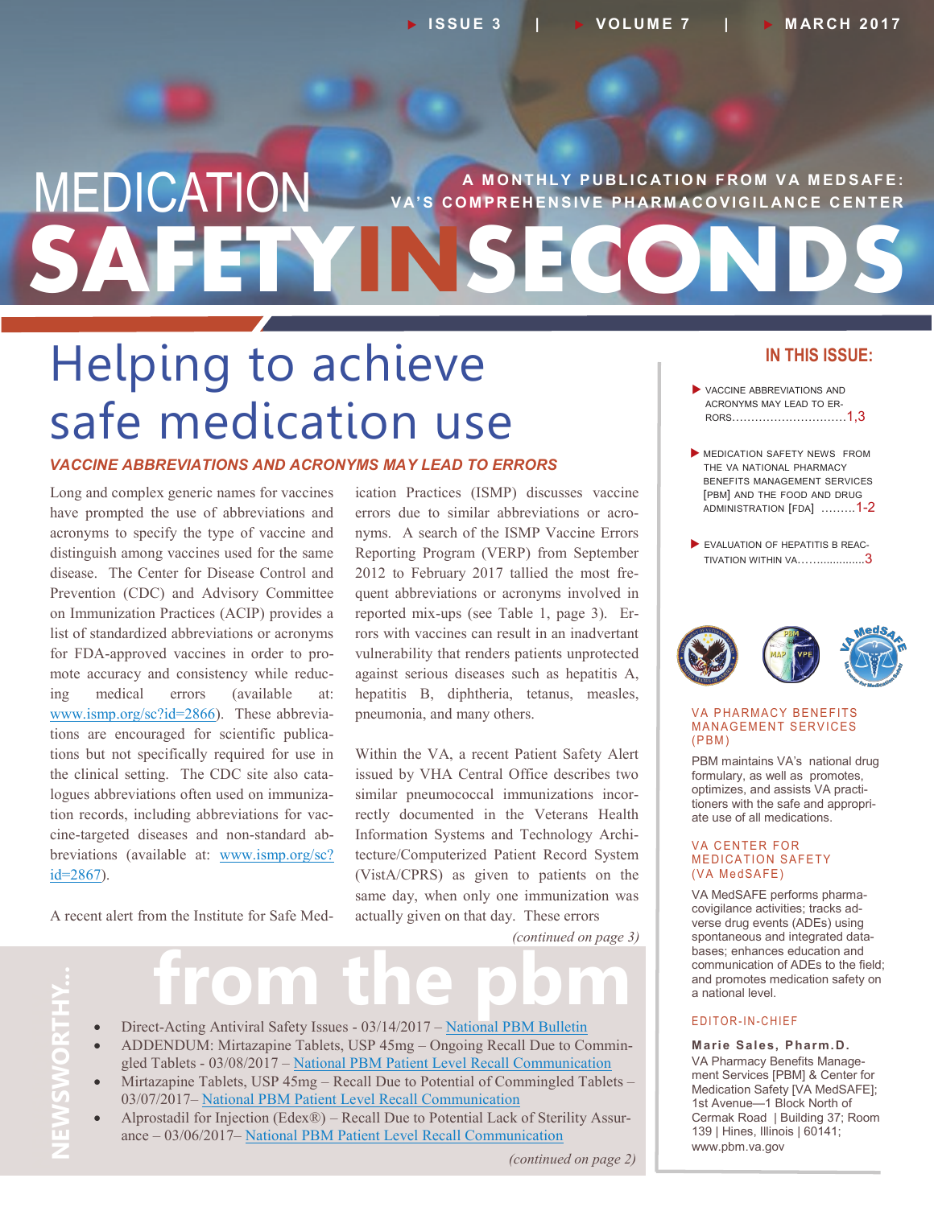# MEDICATION SAFETY IN SECONDS

A MONTHLY PUBLICATION FROM VA MEDSAFE: VA'S COMPREHENSIVE PHARMACOVIGILANCE CENTER

ISSUE 3 | VOLUME 7 | MARCH 2017

## Helping to achieve safe medication use

### *VACCINE ABBREVIATIONS AND ACRONYMS MAY LEAD TO ERRORS*

Long and complex generic names for vaccines have prompted the use of abbreviations and acronyms to specify the type of vaccine and distinguish among vaccines used for the same disease. The Center for Disease Control and Prevention (CDC) and Advisory Committee on Immunization Practices (ACIP) provides a list of standardized abbreviations or acronyms for FDA-approved vaccines in order to promote accuracy and consistency while reducing medical errors (available at: [www.ismp.org/sc?id=2866](www.ismp.org/sc?id=2866)). These abbreviations are encouraged for scientific publications but not specifically required for use in the clinical setting. The CDC site also catalogues abbreviations often used on immunization records, including abbreviations for vaccine-targeted diseases and non-standard abbreviations (available at: [www.ismp.org/sc?id=2867](www.ismp.org/sc?id=2867)).

A recent alert from the Institute for Safe Medication Practices (ISMP) discusses vaccine errors due to similar abbreviations or acronyms. A search of the ISMP Vaccine Errors Reporting Program (VERP) from September 2012 to February 2017 tallied the most frequent abbreviations or acronyms involved in reported mix-ups (see Table 1, page 3). Errors with vaccines can result in an inadvertant vulnerability that renders patients unprotected against serious diseases such as hepatitis A, hepatitis B, diphtheria, tetanus, measles, pneumonia, and many others.

Within the VA, a recent Patient Safety Alert issued by VHA Central Office describes two similar pneumococcal immunizations incorrectly documented in the Veterans Health Information Systems and Technology Architecture/Computerized Patient Record System (VistA/CPRS) as given to patients on the same day, when only one immunization was actually given on that day. These errors

*(continued on page 3)*

## NEWSWORTHY... from the pbm

- Direct-Acting Antiviral Safety Issues - 03/14/2017 – [National PBM Bulletin]()
- ADDENDUM: Mirtazapine Tablets, USP 45mg – Ongoing Recall Due to Commingled Tablets - 03/08/2017 – [National PBM Patient Level Recall Communication]()
- Mirtazapine Tablets, USP 45mg – Recall Due to Potential of Commingled Tablets – 03/07/2017– [National PBM Patient Level Recall Communication]()
- Alprostadil for Injection (Edex®) – Recall Due to Potential Lack of Sterility Assurance – 03/06/2017– [National PBM Patient Level Recall Communication]()

*(continued on page 2)*

### IN THIS ISSUE:

- VACCINE ABBREVIATIONS AND ACRONYMS MAY LEAD TO ERRORS..............................1,3
- MEDICATION SAFETY NEWS FROM THE VA NATIONAL PHARMACY BENEFITS MANAGEMENT SERVICES [PBM] AND THE FOOD AND DRUG ADMINISTRATION [FDA] .........1-2
- EVALUATION OF HEPATITIS B REACTIVATION WITHIN VA.....................3

### VA PHARMACY BENEFITS MANAGEMENT SERVICES (PBM)

PBM maintains VA's national drug formulary, as well as promotes, optimizes, and assists VA practitioners with the safe and appropriate use of all medications.

### VA CENTER FOR MEDICATION SAFETY (VA MedSAFE)

VA MedSAFE performs pharmacovigilance activities; tracks adverse drug events (ADEs) using spontaneous and integrated databases; enhances education and communication of ADEs to the field; and promotes medication safety on a national level.

### EDITOR-IN-CHIEF

**Marie Sales, Pharm.D.**
VA Pharmacy Benefits Management Services [PBM] & Center for Medication Safety [VA MedSAFE]; 1st Avenue—1 Block North of Cermak Road | Building 37; Room 139 | Hines, Illinois | 60141; www.pbm.va.gov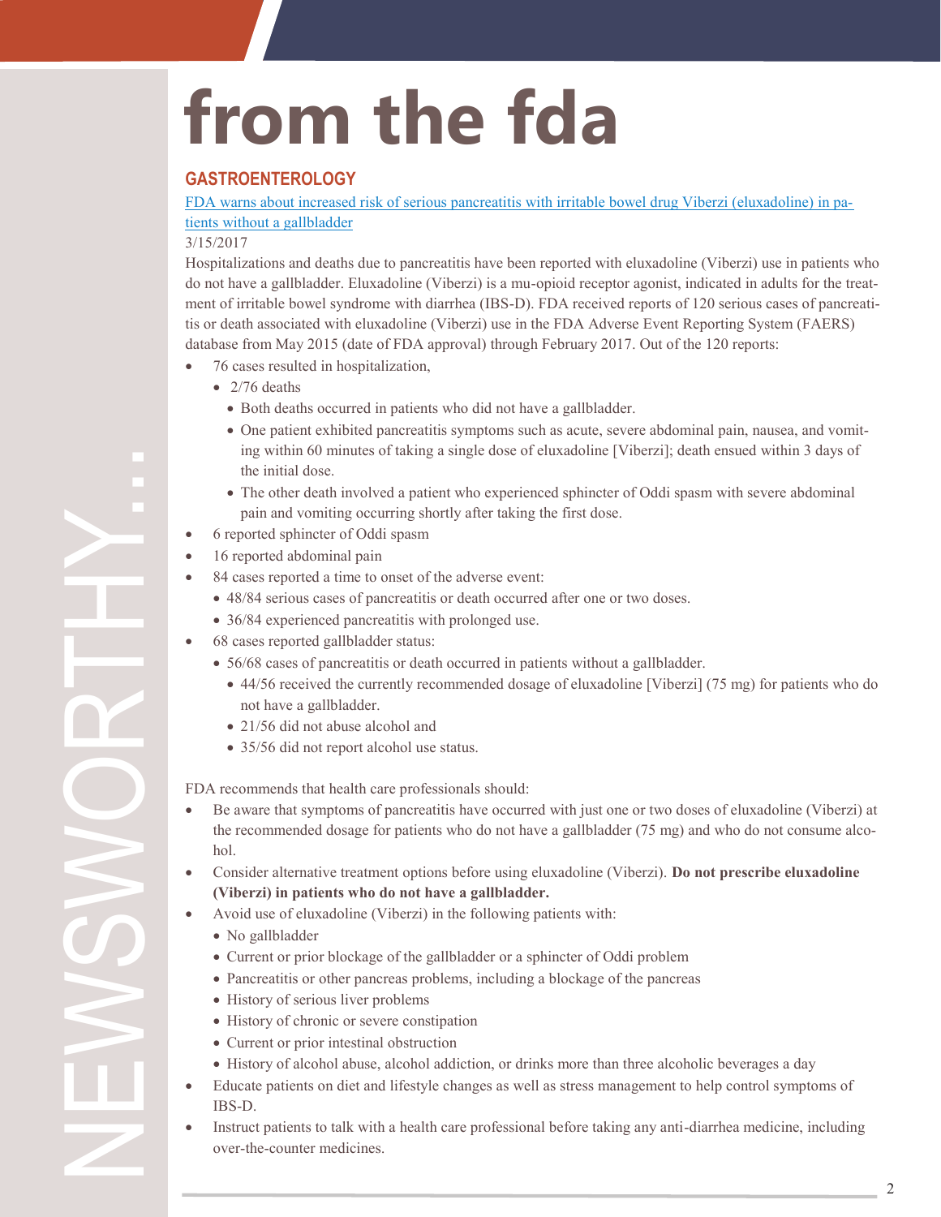# from the fda

## GASTROENTEROLOGY

[FDA warns about increased risk of serious pancreatitis with irritable bowel drug Viberzi (eluxadoline) in patients without a gallbladder]

3/15/2017

Hospitalizations and deaths due to pancreatitis have been reported with eluxadoline (Viberzi) use in patients who do not have a gallbladder. Eluxadoline (Viberzi) is a mu-opioid receptor agonist, indicated in adults for the treatment of irritable bowel syndrome with diarrhea (IBS-D). FDA received reports of 120 serious cases of pancreatitis or death associated with eluxadoline (Viberzi) use in the FDA Adverse Event Reporting System (FAERS) database from May 2015 (date of FDA approval) through February 2017. Out of the 120 reports:

- 76 cases resulted in hospitalization,
  - 2/76 deaths
    - Both deaths occurred in patients who did not have a gallbladder.
    - One patient exhibited pancreatitis symptoms such as acute, severe abdominal pain, nausea, and vomiting within 60 minutes of taking a single dose of eluxadoline [Viberzi]; death ensued within 3 days of the initial dose.
    - The other death involved a patient who experienced sphincter of Oddi spasm with severe abdominal pain and vomiting occurring shortly after taking the first dose.
- 6 reported sphincter of Oddi spasm
- 16 reported abdominal pain
- 84 cases reported a time to onset of the adverse event:
  - 48/84 serious cases of pancreatitis or death occurred after one or two doses.
  - 36/84 experienced pancreatitis with prolonged use.
- 68 cases reported gallbladder status:
  - 56/68 cases of pancreatitis or death occurred in patients without a gallbladder.
    - 44/56 received the currently recommended dosage of eluxadoline [Viberzi] (75 mg) for patients who do not have a gallbladder.
    - 21/56 did not abuse alcohol and
    - 35/56 did not report alcohol use status.

FDA recommends that health care professionals should:

- Be aware that symptoms of pancreatitis have occurred with just one or two doses of eluxadoline (Viberzi) at the recommended dosage for patients who do not have a gallbladder (75 mg) and who do not consume alcohol.
- Consider alternative treatment options before using eluxadoline (Viberzi). **Do not prescribe eluxadoline (Viberzi) in patients who do not have a gallbladder.**
- Avoid use of eluxadoline (Viberzi) in the following patients with:
  - No gallbladder
  - Current or prior blockage of the gallbladder or a sphincter of Oddi problem
  - Pancreatitis or other pancreas problems, including a blockage of the pancreas
  - History of serious liver problems
  - History of chronic or severe constipation
  - Current or prior intestinal obstruction
  - History of alcohol abuse, alcohol addiction, or drinks more than three alcoholic beverages a day
- Educate patients on diet and lifestyle changes as well as stress management to help control symptoms of IBS-D.
- Instruct patients to talk with a health care professional before taking any anti-diarrhea medicine, including over-the-counter medicines.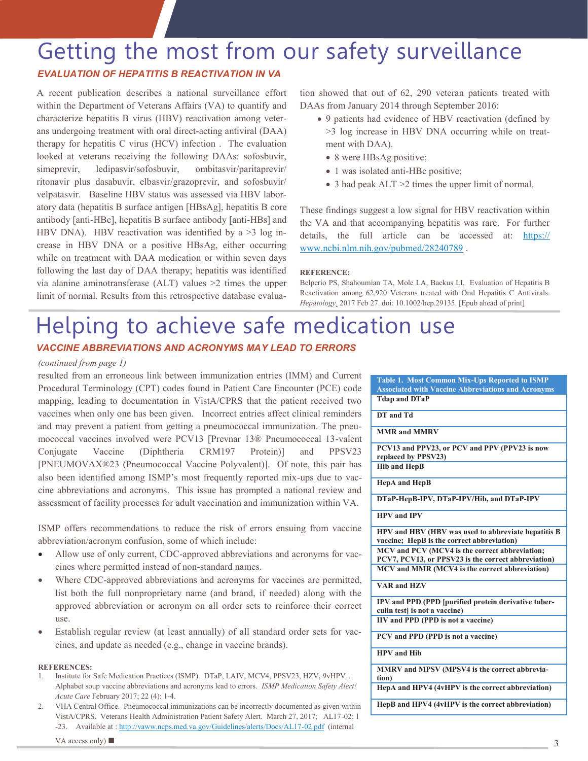# Getting the most from our safety surveillance

## *EVALUATION OF HEPATITIS B REACTIVATION IN VA*

A recent publication describes a national surveillance effort within the Department of Veterans Affairs (VA) to quantify and characterize hepatitis B virus (HBV) reactivation among veterans undergoing treatment with oral direct-acting antiviral (DAA) therapy for hepatitis C virus (HCV) infection . The evaluation looked at veterans receiving the following DAAs: sofosbuvir, simeprevir, ledipasvir/sofosbuvir, ombitasvir/paritaprevir/ritonavir plus dasabuvir, elbasvir/grazoprevir, and sofosbuvir/velpatasvir. Baseline HBV status was assessed via HBV laboratory data (hepatitis B surface antigen [HBsAg], hepatitis B core antibody [anti-HBc], hepatitis B surface antibody [anti-HBs] and HBV DNA). HBV reactivation was identified by a >3 log increase in HBV DNA or a positive HBsAg, either occurring while on treatment with DAA medication or within seven days following the last day of DAA therapy; hepatitis was identified via alanine aminotransferase (ALT) values >2 times the upper limit of normal. Results from this retrospective database evaluation showed that out of 62, 290 veteran patients treated with DAAs from January 2014 through September 2016:

- 9 patients had evidence of HBV reactivation (defined by >3 log increase in HBV DNA occurring while on treatment with DAA).
  - 8 were HBsAg positive;
  - 1 was isolated anti-HBc positive;
  - 3 had peak ALT >2 times the upper limit of normal.

These findings suggest a low signal for HBV reactivation within the VA and that accompanying hepatitis was rare. For further details, the full article can be accessed at: https://www.ncbi.nlm.nih.gov/pubmed/28240789 .

**REFERENCE:**

Belperio PS, Shahoumian TA, Mole LA, Backus LI. Evaluation of Hepatitis B Reactivation among 62,920 Veterans treated with Oral Hepatitis C Antivirals. *Hepatology*. 2017 Feb 27. doi: 10.1002/hep.29135. [Epub ahead of print]

# Helping to achieve safe medication use

## *VACCINE ABBREVIATIONS AND ACRONYMS MAY LEAD TO ERRORS*

*(continued from page 1)*

resulted from an erroneous link between immunization entries (IMM) and Current Procedural Terminology (CPT) codes found in Patient Care Encounter (PCE) code mapping, leading to documentation in VistA/CPRS that the patient received two vaccines when only one has been given. Incorrect entries affect clinical reminders and may prevent a patient from getting a pneumococcal immunization. The pneumococcal vaccines involved were PCV13 [Prevnar 13® Pneumococcal 13-valent Conjugate Vaccine (Diphtheria CRM197 Protein)] and PPSV23 [PNEUMOVAX®23 (Pneumococcal Vaccine Polyvalent)]. Of note, this pair has also been identified among ISMP's most frequently reported mix-ups due to vaccine abbreviations and acronyms. This issue has prompted a national review and assessment of facility processes for adult vaccination and immunization within VA.

ISMP offers recommendations to reduce the risk of errors ensuing from vaccine abbreviation/acronym confusion, some of which include:

- Allow use of only current, CDC-approved abbreviations and acronyms for vaccines where permitted instead of non-standard names.
- Where CDC-approved abbreviations and acronyms for vaccines are permitted, list both the full nonproprietary name (and brand, if needed) along with the approved abbreviation or acronym on all order sets to reinforce their correct use.
- Establish regular review (at least annually) of all standard order sets for vaccines, and update as needed (e.g., change in vaccine brands).

| Table 1. Most Common Mix-Ups Reported to ISMP Associated with Vaccine Abbreviations and Acronyms |
|---|
| **Tdap and DTaP** |
| **DT and Td** |
| **MMR and MMRV** |
| **PCV13 and PPV23, or PCV and PPV (PPV23 is now replaced by PPSV23)** |
| **Hib and HepB** |
| **HepA and HepB** |
| **DTaP-HepB-IPV, DTaP-IPV/Hib, and DTaP-IPV** |
| **HPV and IPV** |
| **HPV and HBV (HBV was used to abbreviate hepatitis B vaccine; HepB is the correct abbreviation)** |
| **MCV and PCV (MCV4 is the correct abbreviation; PCV7, PCV13, or PPSV23 is the correct abbreviation)** |
| **MCV and MMR (MCV4 is the correct abbreviation)** |
| **VAR and HZV** |
| **IPV and PPD (PPD [purified protein derivative tuberculin test] is not a vaccine)** |
| **IIV and PPD (PPD is not a vaccine)** |
| **PCV and PPD (PPD is not a vaccine)** |
| **HPV and Hib** |
| **MMRV and MPSV (MPSV4 is the correct abbreviation)** |
| **HepA and HPV4 (4vHPV is the correct abbreviation)** |
| **HepB and HPV4 (4vHPV is the correct abbreviation)** |

**REFERENCES:**

1. Institute for Safe Medication Practices (ISMP). DTaP, LAIV, MCV4, PPSV23, HZV, 9vHPV… Alphabet soup vaccine abbreviations and acronyms lead to errors. *ISMP Medication Safety Alert! Acute Care* February 2017; 22 (4): 1-4.
2. VHA Central Office. Pneumococcal immunizations can be incorrectly documented as given within VistA/CPRS. Veterans Health Administration Patient Safety Alert. March 27, 2017; AL17-02: 1-23. Available at : http://vaww.ncps.med.va.gov/Guidelines/alerts/Docs/AL17-02.pdf (internal VA access only) ■